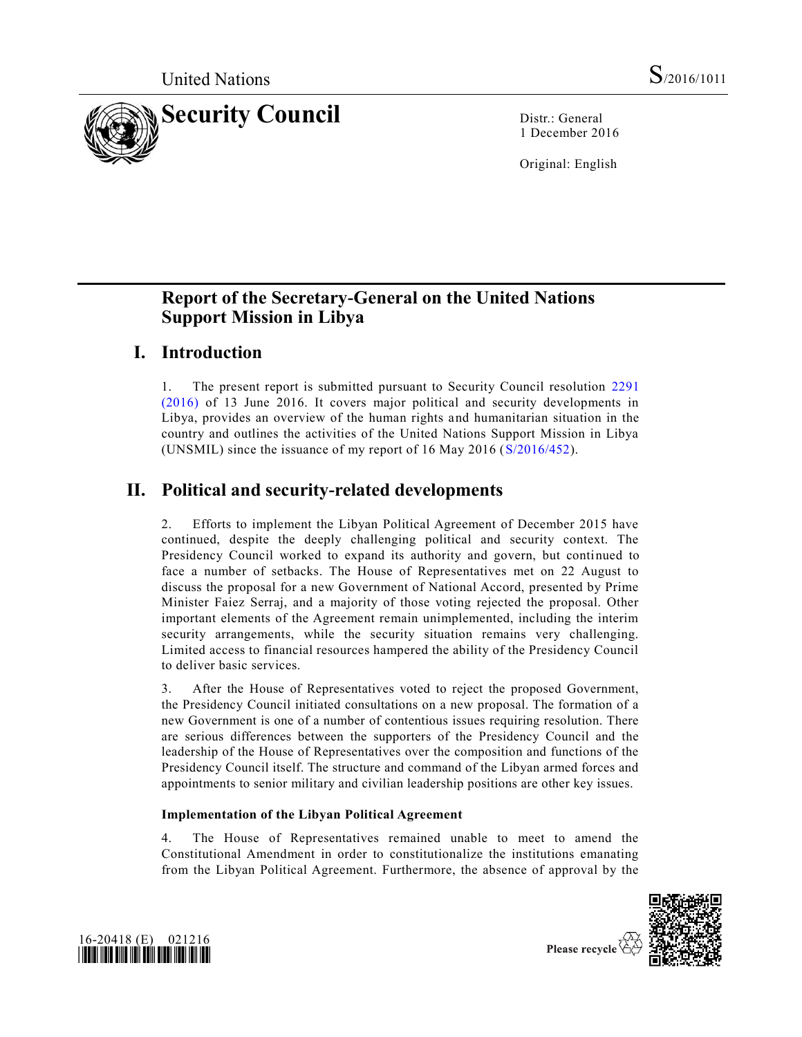United Nations S/2016/1011

# Security Council

Distr.: General
1 December 2016

Original: English

# Report of the Secretary-General on the United Nations Support Mission in Libya

## I. Introduction

1. The present report is submitted pursuant to Security Council resolution 2291 (2016) of 13 June 2016. It covers major political and security developments in Libya, provides an overview of the human rights and humanitarian situation in the country and outlines the activities of the United Nations Support Mission in Libya (UNSMIL) since the issuance of my report of 16 May 2016 (S/2016/452).

## II. Political and security-related developments

2. Efforts to implement the Libyan Political Agreement of December 2015 have continued, despite the deeply challenging political and security context. The Presidency Council worked to expand its authority and govern, but continued to face a number of setbacks. The House of Representatives met on 22 August to discuss the proposal for a new Government of National Accord, presented by Prime Minister Faiez Serraj, and a majority of those voting rejected the proposal. Other important elements of the Agreement remain unimplemented, including the interim security arrangements, while the security situation remains very challenging. Limited access to financial resources hampered the ability of the Presidency Council to deliver basic services.

3. After the House of Representatives voted to reject the proposed Government, the Presidency Council initiated consultations on a new proposal. The formation of a new Government is one of a number of contentious issues requiring resolution. There are serious differences between the supporters of the Presidency Council and the leadership of the House of Representatives over the composition and functions of the Presidency Council itself. The structure and command of the Libyan armed forces and appointments to senior military and civilian leadership positions are other key issues.

### Implementation of the Libyan Political Agreement

4. The House of Representatives remained unable to meet to amend the Constitutional Amendment in order to constitutionalize the institutions emanating from the Libyan Political Agreement. Furthermore, the absence of approval by the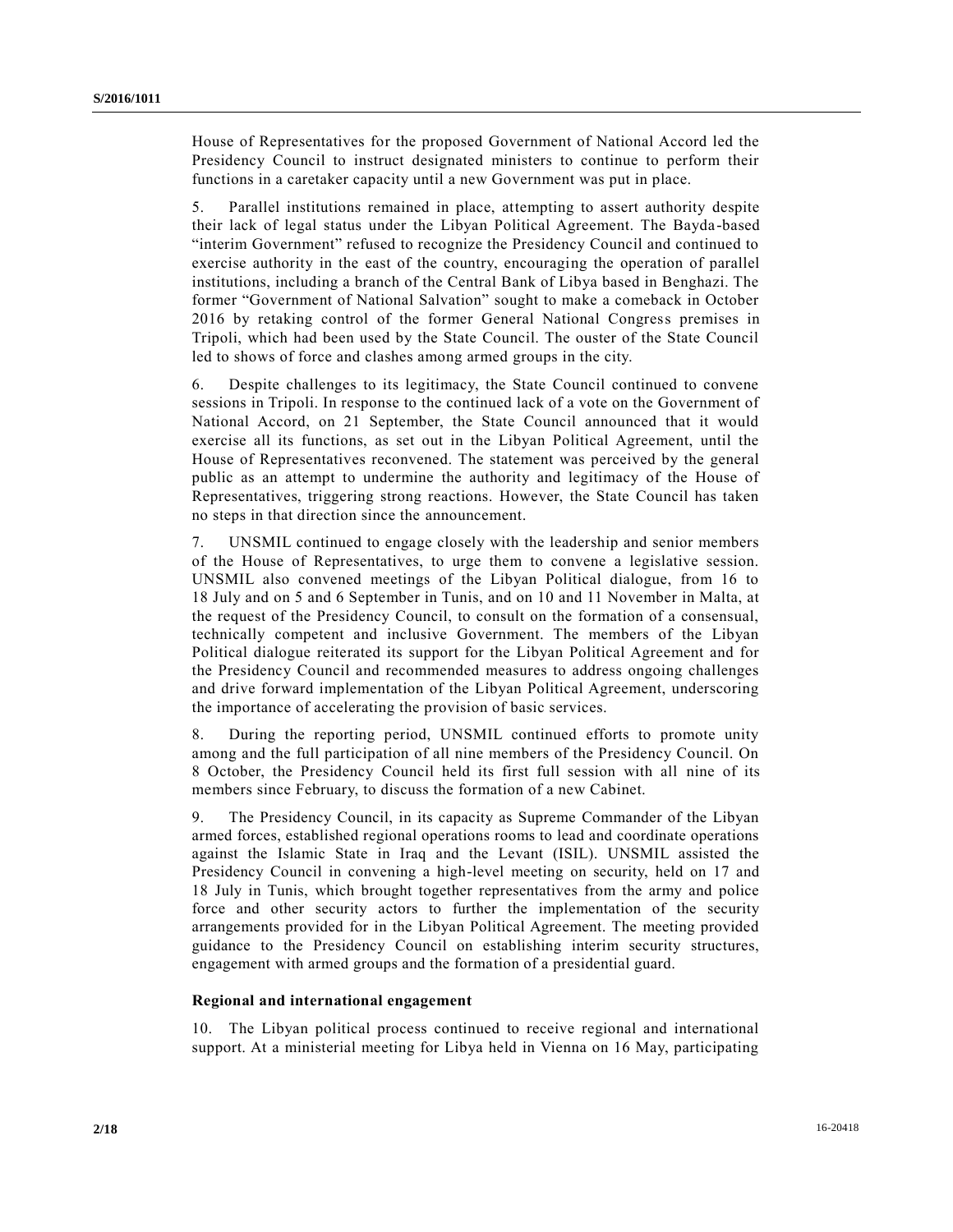House of Representatives for the proposed Government of National Accord led the Presidency Council to instruct designated ministers to continue to perform their functions in a caretaker capacity until a new Government was put in place.

5. Parallel institutions remained in place, attempting to assert authority despite their lack of legal status under the Libyan Political Agreement. The Bayda-based "interim Government" refused to recognize the Presidency Council and continued to exercise authority in the east of the country, encouraging the operation of parallel institutions, including a branch of the Central Bank of Libya based in Benghazi. The former "Government of National Salvation" sought to make a comeback in October 2016 by retaking control of the former General National Congress premises in Tripoli, which had been used by the State Council. The ouster of the State Council led to shows of force and clashes among armed groups in the city.

6. Despite challenges to its legitimacy, the State Council continued to convene sessions in Tripoli. In response to the continued lack of a vote on the Government of National Accord, on 21 September, the State Council announced that it would exercise all its functions, as set out in the Libyan Political Agreement, until the House of Representatives reconvened. The statement was perceived by the general public as an attempt to undermine the authority and legitimacy of the House of Representatives, triggering strong reactions. However, the State Council has taken no steps in that direction since the announcement.

7. UNSMIL continued to engage closely with the leadership and senior members of the House of Representatives, to urge them to convene a legislative session. UNSMIL also convened meetings of the Libyan Political dialogue, from 16 to 18 July and on 5 and 6 September in Tunis, and on 10 and 11 November in Malta, at the request of the Presidency Council, to consult on the formation of a consensual, technically competent and inclusive Government. The members of the Libyan Political dialogue reiterated its support for the Libyan Political Agreement and for the Presidency Council and recommended measures to address ongoing challenges and drive forward implementation of the Libyan Political Agreement, underscoring the importance of accelerating the provision of basic services.

8. During the reporting period, UNSMIL continued efforts to promote unity among and the full participation of all nine members of the Presidency Council. On 8 October, the Presidency Council held its first full session with all nine of its members since February, to discuss the formation of a new Cabinet.

9. The Presidency Council, in its capacity as Supreme Commander of the Libyan armed forces, established regional operations rooms to lead and coordinate operations against the Islamic State in Iraq and the Levant (ISIL). UNSMIL assisted the Presidency Council in convening a high-level meeting on security, held on 17 and 18 July in Tunis, which brought together representatives from the army and police force and other security actors to further the implementation of the security arrangements provided for in the Libyan Political Agreement. The meeting provided guidance to the Presidency Council on establishing interim security structures, engagement with armed groups and the formation of a presidential guard.

### Regional and international engagement

10. The Libyan political process continued to receive regional and international support. At a ministerial meeting for Libya held in Vienna on 16 May, participating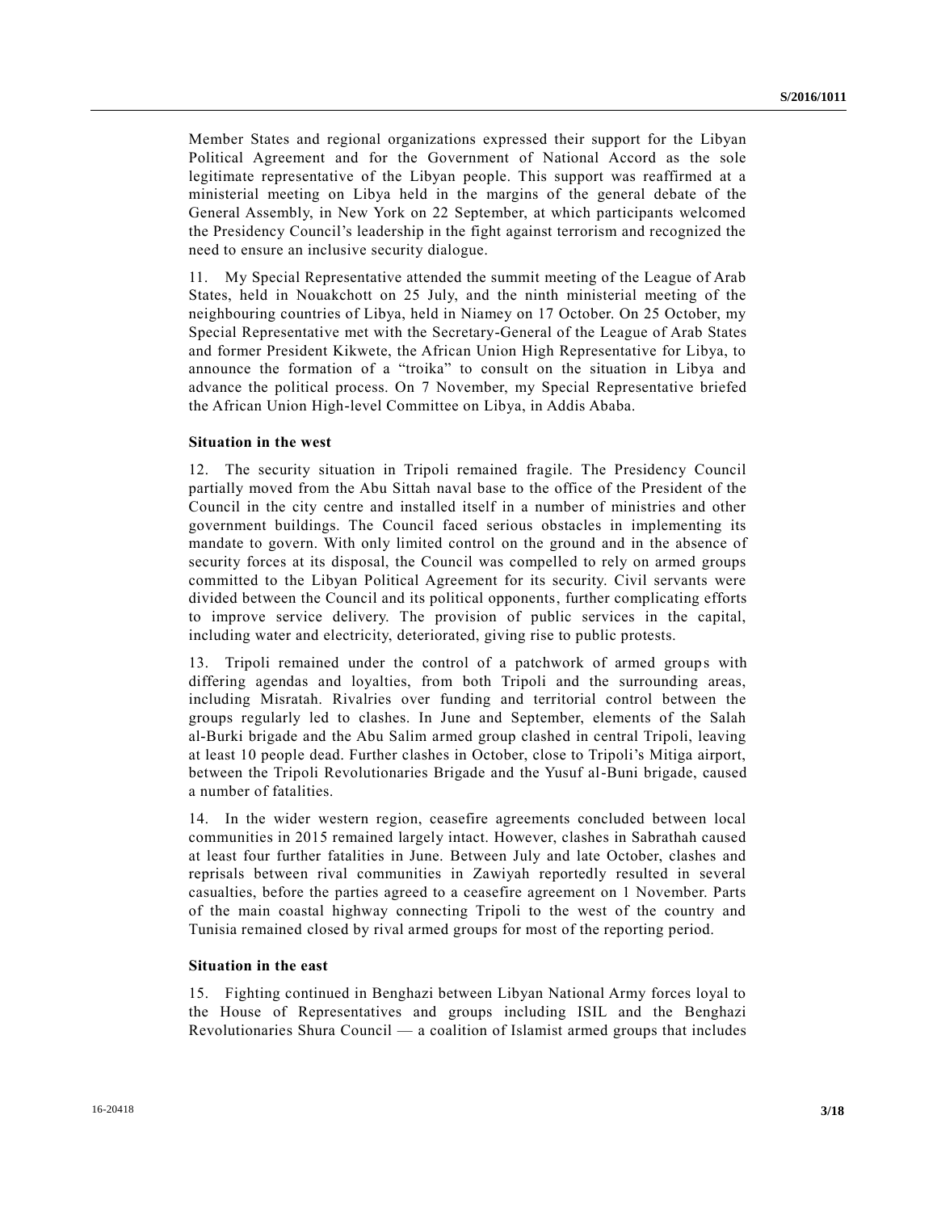Member States and regional organizations expressed their support for the Libyan Political Agreement and for the Government of National Accord as the sole legitimate representative of the Libyan people. This support was reaffirmed at a ministerial meeting on Libya held in the margins of the general debate of the General Assembly, in New York on 22 September, at which participants welcomed the Presidency Council's leadership in the fight against terrorism and recognized the need to ensure an inclusive security dialogue.

11. My Special Representative attended the summit meeting of the League of Arab States, held in Nouakchott on 25 July, and the ninth ministerial meeting of the neighbouring countries of Libya, held in Niamey on 17 October. On 25 October, my Special Representative met with the Secretary-General of the League of Arab States and former President Kikwete, the African Union High Representative for Libya, to announce the formation of a "troika" to consult on the situation in Libya and advance the political process. On 7 November, my Special Representative briefed the African Union High-level Committee on Libya, in Addis Ababa.

### Situation in the west

12. The security situation in Tripoli remained fragile. The Presidency Council partially moved from the Abu Sittah naval base to the office of the President of the Council in the city centre and installed itself in a number of ministries and other government buildings. The Council faced serious obstacles in implementing its mandate to govern. With only limited control on the ground and in the absence of security forces at its disposal, the Council was compelled to rely on armed groups committed to the Libyan Political Agreement for its security. Civil servants were divided between the Council and its political opponents, further complicating efforts to improve service delivery. The provision of public services in the capital, including water and electricity, deteriorated, giving rise to public protests.

13. Tripoli remained under the control of a patchwork of armed groups with differing agendas and loyalties, from both Tripoli and the surrounding areas, including Misratah. Rivalries over funding and territorial control between the groups regularly led to clashes. In June and September, elements of the Salah al-Burki brigade and the Abu Salim armed group clashed in central Tripoli, leaving at least 10 people dead. Further clashes in October, close to Tripoli's Mitiga airport, between the Tripoli Revolutionaries Brigade and the Yusuf al-Buni brigade, caused a number of fatalities.

14. In the wider western region, ceasefire agreements concluded between local communities in 2015 remained largely intact. However, clashes in Sabrathah caused at least four further fatalities in June. Between July and late October, clashes and reprisals between rival communities in Zawiyah reportedly resulted in several casualties, before the parties agreed to a ceasefire agreement on 1 November. Parts of the main coastal highway connecting Tripoli to the west of the country and Tunisia remained closed by rival armed groups for most of the reporting period.

### Situation in the east

15. Fighting continued in Benghazi between Libyan National Army forces loyal to the House of Representatives and groups including ISIL and the Benghazi Revolutionaries Shura Council — a coalition of Islamist armed groups that includes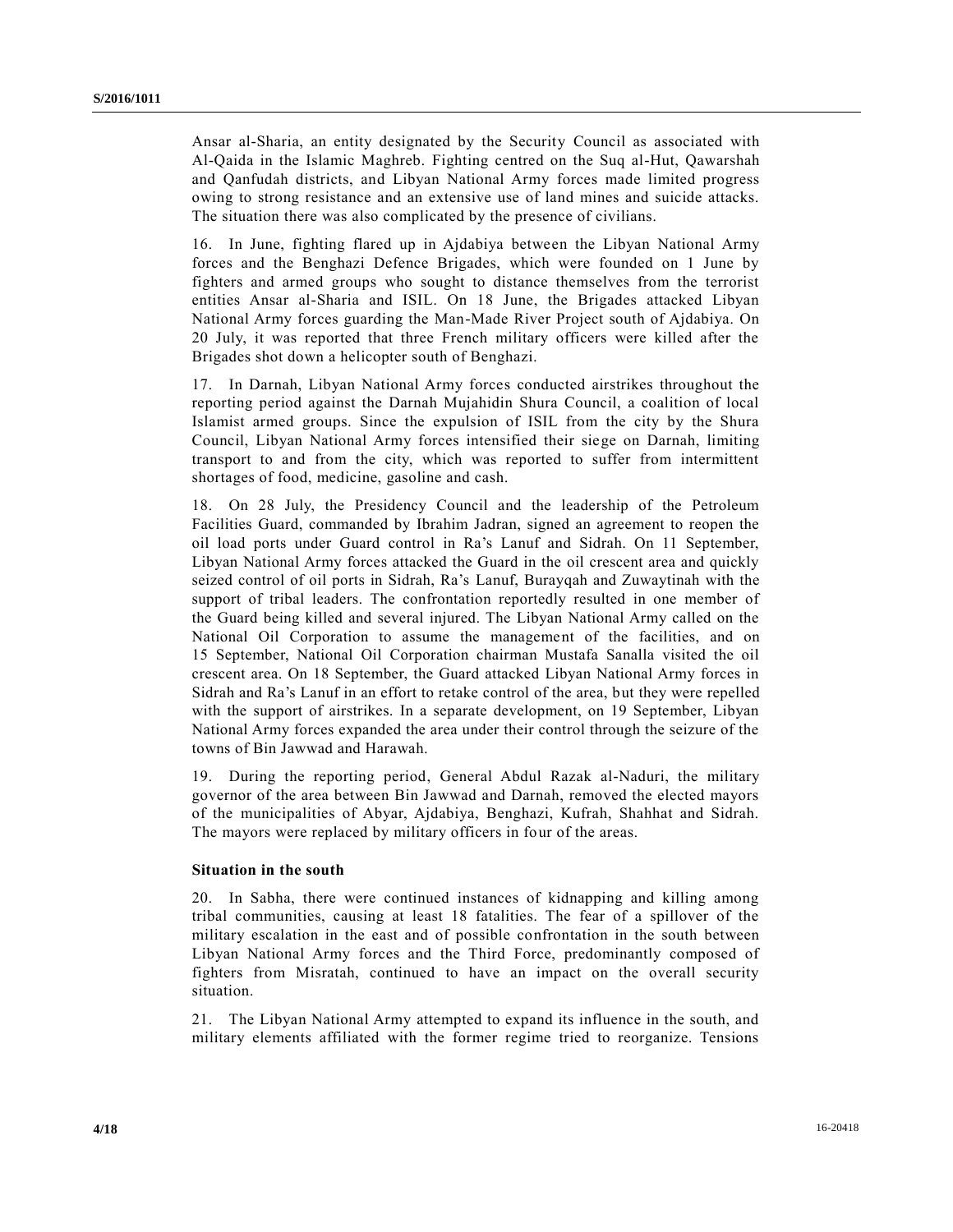Ansar al-Sharia, an entity designated by the Security Council as associated with Al-Qaida in the Islamic Maghreb. Fighting centred on the Suq al-Hut, Qawarshah and Qanfudah districts, and Libyan National Army forces made limited progress owing to strong resistance and an extensive use of land mines and suicide attacks. The situation there was also complicated by the presence of civilians.

16. In June, fighting flared up in Ajdabiya between the Libyan National Army forces and the Benghazi Defence Brigades, which were founded on 1 June by fighters and armed groups who sought to distance themselves from the terrorist entities Ansar al-Sharia and ISIL. On 18 June, the Brigades attacked Libyan National Army forces guarding the Man-Made River Project south of Ajdabiya. On 20 July, it was reported that three French military officers were killed after the Brigades shot down a helicopter south of Benghazi.

17. In Darnah, Libyan National Army forces conducted airstrikes throughout the reporting period against the Darnah Mujahidin Shura Council, a coalition of local Islamist armed groups. Since the expulsion of ISIL from the city by the Shura Council, Libyan National Army forces intensified their siege on Darnah, limiting transport to and from the city, which was reported to suffer from intermittent shortages of food, medicine, gasoline and cash.

18. On 28 July, the Presidency Council and the leadership of the Petroleum Facilities Guard, commanded by Ibrahim Jadran, signed an agreement to reopen the oil load ports under Guard control in Ra's Lanuf and Sidrah. On 11 September, Libyan National Army forces attacked the Guard in the oil crescent area and quickly seized control of oil ports in Sidrah, Ra's Lanuf, Burayqah and Zuwaytinah with the support of tribal leaders. The confrontation reportedly resulted in one member of the Guard being killed and several injured. The Libyan National Army called on the National Oil Corporation to assume the management of the facilities, and on 15 September, National Oil Corporation chairman Mustafa Sanalla visited the oil crescent area. On 18 September, the Guard attacked Libyan National Army forces in Sidrah and Ra's Lanuf in an effort to retake control of the area, but they were repelled with the support of airstrikes. In a separate development, on 19 September, Libyan National Army forces expanded the area under their control through the seizure of the towns of Bin Jawwad and Harawah.

19. During the reporting period, General Abdul Razak al-Naduri, the military governor of the area between Bin Jawwad and Darnah, removed the elected mayors of the municipalities of Abyar, Ajdabiya, Benghazi, Kufrah, Shahhat and Sidrah. The mayors were replaced by military officers in four of the areas.

**Situation in the south**

20. In Sabha, there were continued instances of kidnapping and killing among tribal communities, causing at least 18 fatalities. The fear of a spillover of the military escalation in the east and of possible confrontation in the south between Libyan National Army forces and the Third Force, predominantly composed of fighters from Misratah, continued to have an impact on the overall security situation.

21. The Libyan National Army attempted to expand its influence in the south, and military elements affiliated with the former regime tried to reorganize. Tensions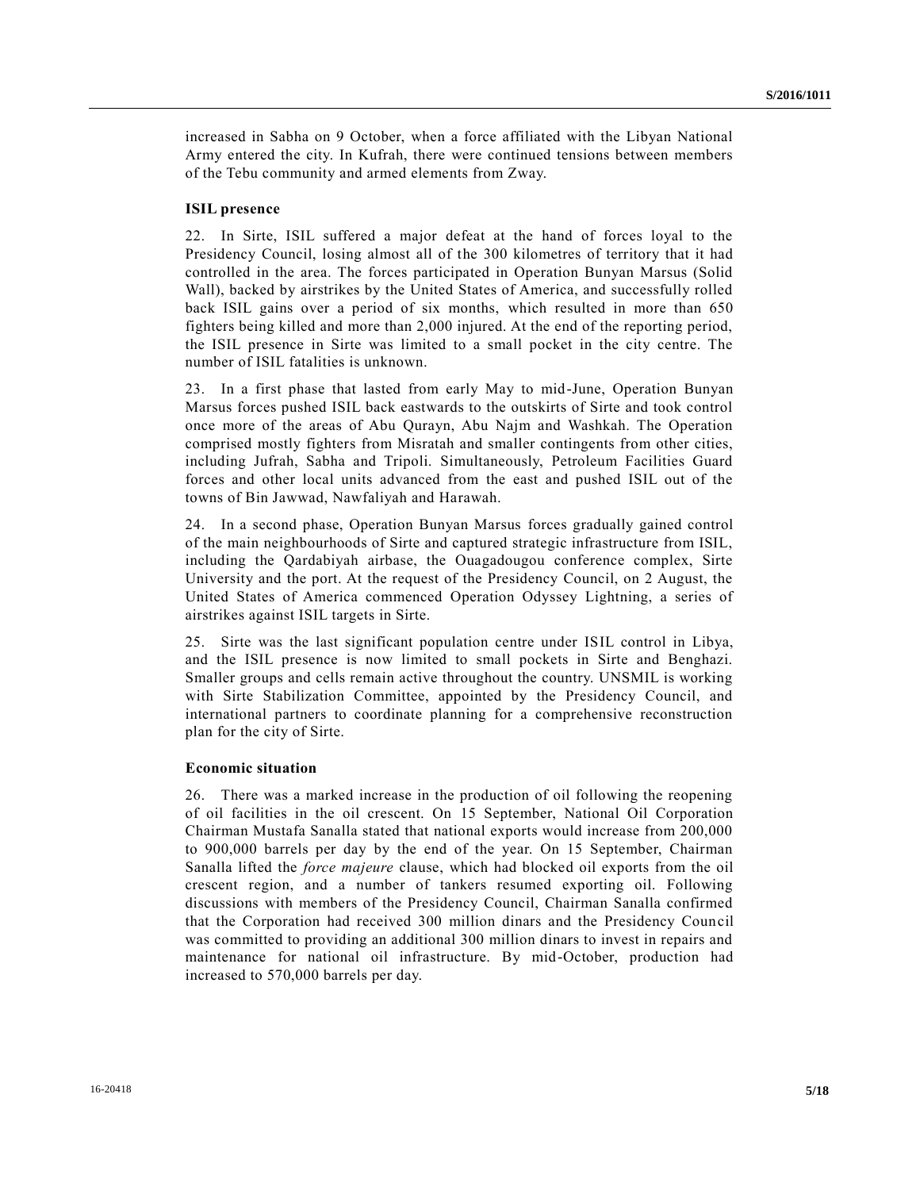increased in Sabha on 9 October, when a force affiliated with the Libyan National Army entered the city. In Kufrah, there were continued tensions between members of the Tebu community and armed elements from Zway.

### ISIL presence

22. In Sirte, ISIL suffered a major defeat at the hand of forces loyal to the Presidency Council, losing almost all of the 300 kilometres of territory that it had controlled in the area. The forces participated in Operation Bunyan Marsus (Solid Wall), backed by airstrikes by the United States of America, and successfully rolled back ISIL gains over a period of six months, which resulted in more than 650 fighters being killed and more than 2,000 injured. At the end of the reporting period, the ISIL presence in Sirte was limited to a small pocket in the city centre. The number of ISIL fatalities is unknown.

23. In a first phase that lasted from early May to mid-June, Operation Bunyan Marsus forces pushed ISIL back eastwards to the outskirts of Sirte and took control once more of the areas of Abu Qurayn, Abu Najm and Washkah. The Operation comprised mostly fighters from Misratah and smaller contingents from other cities, including Jufrah, Sabha and Tripoli. Simultaneously, Petroleum Facilities Guard forces and other local units advanced from the east and pushed ISIL out of the towns of Bin Jawwad, Nawfaliyah and Harawah.

24. In a second phase, Operation Bunyan Marsus forces gradually gained control of the main neighbourhoods of Sirte and captured strategic infrastructure from ISIL, including the Qardabiyah airbase, the Ouagadougou conference complex, Sirte University and the port. At the request of the Presidency Council, on 2 August, the United States of America commenced Operation Odyssey Lightning, a series of airstrikes against ISIL targets in Sirte.

25. Sirte was the last significant population centre under ISIL control in Libya, and the ISIL presence is now limited to small pockets in Sirte and Benghazi. Smaller groups and cells remain active throughout the country. UNSMIL is working with Sirte Stabilization Committee, appointed by the Presidency Council, and international partners to coordinate planning for a comprehensive reconstruction plan for the city of Sirte.

### Economic situation

26. There was a marked increase in the production of oil following the reopening of oil facilities in the oil crescent. On 15 September, National Oil Corporation Chairman Mustafa Sanalla stated that national exports would increase from 200,000 to 900,000 barrels per day by the end of the year. On 15 September, Chairman Sanalla lifted the *force majeure* clause, which had blocked oil exports from the oil crescent region, and a number of tankers resumed exporting oil. Following discussions with members of the Presidency Council, Chairman Sanalla confirmed that the Corporation had received 300 million dinars and the Presidency Council was committed to providing an additional 300 million dinars to invest in repairs and maintenance for national oil infrastructure. By mid-October, production had increased to 570,000 barrels per day.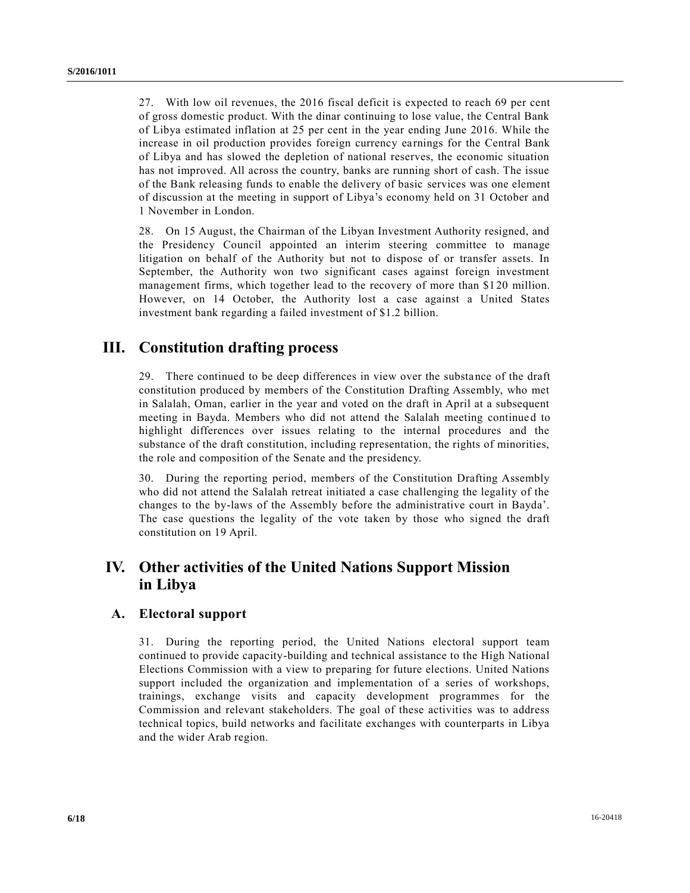27. With low oil revenues, the 2016 fiscal deficit is expected to reach 69 per cent of gross domestic product. With the dinar continuing to lose value, the Central Bank of Libya estimated inflation at 25 per cent in the year ending June 2016. While the increase in oil production provides foreign currency earnings for the Central Bank of Libya and has slowed the depletion of national reserves, the economic situation has not improved. All across the country, banks are running short of cash. The issue of the Bank releasing funds to enable the delivery of basic services was one element of discussion at the meeting in support of Libya's economy held on 31 October and 1 November in London.

28. On 15 August, the Chairman of the Libyan Investment Authority resigned, and the Presidency Council appointed an interim steering committee to manage litigation on behalf of the Authority but not to dispose of or transfer assets. In September, the Authority won two significant cases against foreign investment management firms, which together lead to the recovery of more than $120 million. However, on 14 October, the Authority lost a case against a United States investment bank regarding a failed investment of $1.2 billion.

# III. Constitution drafting process

29. There continued to be deep differences in view over the substance of the draft constitution produced by members of the Constitution Drafting Assembly, who met in Salalah, Oman, earlier in the year and voted on the draft in April at a subsequent meeting in Bayda. Members who did not attend the Salalah meeting continued to highlight differences over issues relating to the internal procedures and the substance of the draft constitution, including representation, the rights of minorities, the role and composition of the Senate and the presidency.

30. During the reporting period, members of the Constitution Drafting Assembly who did not attend the Salalah retreat initiated a case challenging the legality of the changes to the by-laws of the Assembly before the administrative court in Bayda'. The case questions the legality of the vote taken by those who signed the draft constitution on 19 April.

# IV. Other activities of the United Nations Support Mission in Libya

## A. Electoral support

31. During the reporting period, the United Nations electoral support team continued to provide capacity-building and technical assistance to the High National Elections Commission with a view to preparing for future elections. United Nations support included the organization and implementation of a series of workshops, trainings, exchange visits and capacity development programmes for the Commission and relevant stakeholders. The goal of these activities was to address technical topics, build networks and facilitate exchanges with counterparts in Libya and the wider Arab region.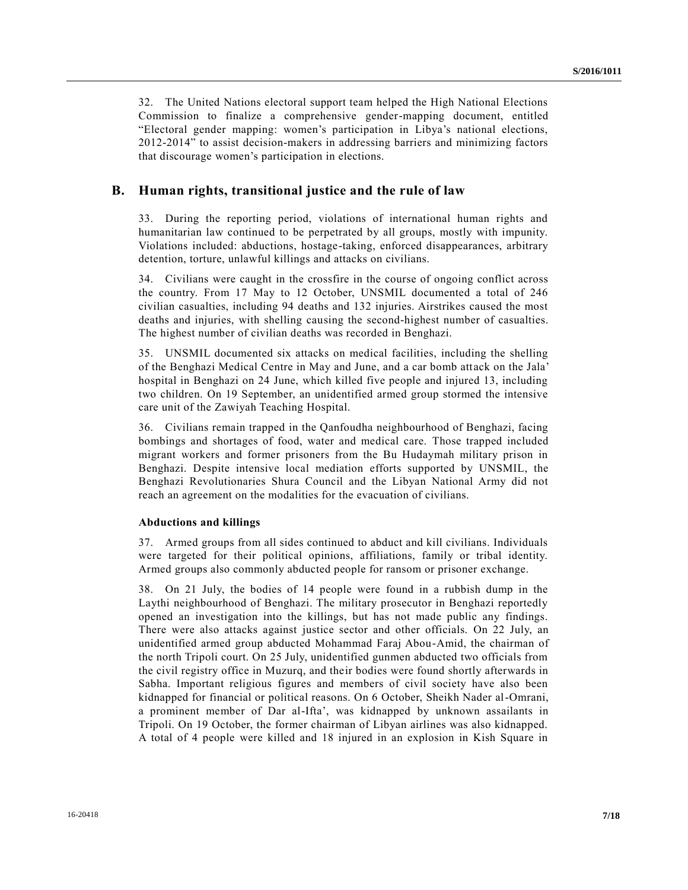32. The United Nations electoral support team helped the High National Elections Commission to finalize a comprehensive gender-mapping document, entitled "Electoral gender mapping: women's participation in Libya's national elections, 2012-2014" to assist decision-makers in addressing barriers and minimizing factors that discourage women's participation in elections.

## B. Human rights, transitional justice and the rule of law

33. During the reporting period, violations of international human rights and humanitarian law continued to be perpetrated by all groups, mostly with impunity. Violations included: abductions, hostage-taking, enforced disappearances, arbitrary detention, torture, unlawful killings and attacks on civilians.

34. Civilians were caught in the crossfire in the course of ongoing conflict across the country. From 17 May to 12 October, UNSMIL documented a total of 246 civilian casualties, including 94 deaths and 132 injuries. Airstrikes caused the most deaths and injuries, with shelling causing the second-highest number of casualties. The highest number of civilian deaths was recorded in Benghazi.

35. UNSMIL documented six attacks on medical facilities, including the shelling of the Benghazi Medical Centre in May and June, and a car bomb attack on the Jala' hospital in Benghazi on 24 June, which killed five people and injured 13, including two children. On 19 September, an unidentified armed group stormed the intensive care unit of the Zawiyah Teaching Hospital.

36. Civilians remain trapped in the Qanfoudha neighbourhood of Benghazi, facing bombings and shortages of food, water and medical care. Those trapped included migrant workers and former prisoners from the Bu Hudaymah military prison in Benghazi. Despite intensive local mediation efforts supported by UNSMIL, the Benghazi Revolutionaries Shura Council and the Libyan National Army did not reach an agreement on the modalities for the evacuation of civilians.

**Abductions and killings**

37. Armed groups from all sides continued to abduct and kill civilians. Individuals were targeted for their political opinions, affiliations, family or tribal identity. Armed groups also commonly abducted people for ransom or prisoner exchange.

38. On 21 July, the bodies of 14 people were found in a rubbish dump in the Laythi neighbourhood of Benghazi. The military prosecutor in Benghazi reportedly opened an investigation into the killings, but has not made public any findings. There were also attacks against justice sector and other officials. On 22 July, an unidentified armed group abducted Mohammad Faraj Abou-Amid, the chairman of the north Tripoli court. On 25 July, unidentified gunmen abducted two officials from the civil registry office in Muzurq, and their bodies were found shortly afterwards in Sabha. Important religious figures and members of civil society have also been kidnapped for financial or political reasons. On 6 October, Sheikh Nader al-Omrani, a prominent member of Dar al-Ifta', was kidnapped by unknown assailants in Tripoli. On 19 October, the former chairman of Libyan airlines was also kidnapped. A total of 4 people were killed and 18 injured in an explosion in Kish Square in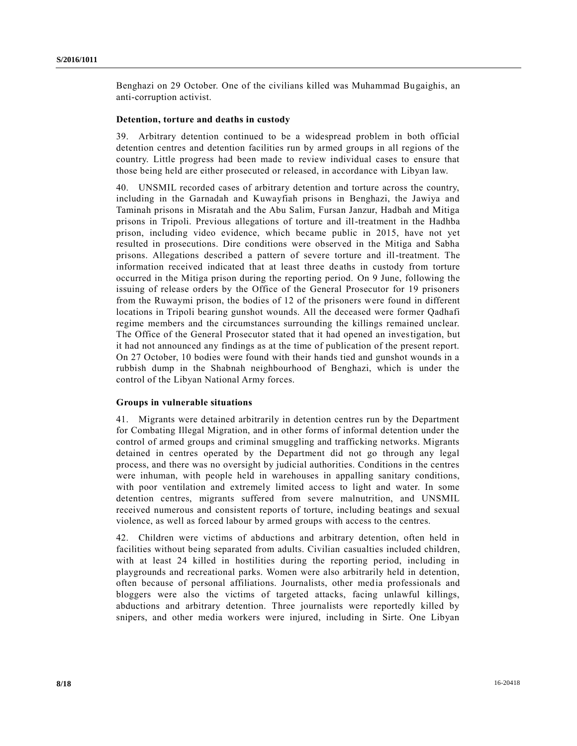Benghazi on 29 October. One of the civilians killed was Muhammad Bugaighis, an anti-corruption activist.

### Detention, torture and deaths in custody

39. Arbitrary detention continued to be a widespread problem in both official detention centres and detention facilities run by armed groups in all regions of the country. Little progress had been made to review individual cases to ensure that those being held are either prosecuted or released, in accordance with Libyan law.

40. UNSMIL recorded cases of arbitrary detention and torture across the country, including in the Garnadah and Kuwayfiah prisons in Benghazi, the Jawiya and Taminah prisons in Misratah and the Abu Salim, Fursan Janzur, Hadbah and Mitiga prisons in Tripoli. Previous allegations of torture and ill-treatment in the Hadhba prison, including video evidence, which became public in 2015, have not yet resulted in prosecutions. Dire conditions were observed in the Mitiga and Sabha prisons. Allegations described a pattern of severe torture and ill-treatment. The information received indicated that at least three deaths in custody from torture occurred in the Mitiga prison during the reporting period. On 9 June, following the issuing of release orders by the Office of the General Prosecutor for 19 prisoners from the Ruwaymi prison, the bodies of 12 of the prisoners were found in different locations in Tripoli bearing gunshot wounds. All the deceased were former Qadhafi regime members and the circumstances surrounding the killings remained unclear. The Office of the General Prosecutor stated that it had opened an investigation, but it had not announced any findings as at the time of publication of the present report. On 27 October, 10 bodies were found with their hands tied and gunshot wounds in a rubbish dump in the Shabnah neighbourhood of Benghazi, which is under the control of the Libyan National Army forces.

### Groups in vulnerable situations

41. Migrants were detained arbitrarily in detention centres run by the Department for Combating Illegal Migration, and in other forms of informal detention under the control of armed groups and criminal smuggling and trafficking networks. Migrants detained in centres operated by the Department did not go through any legal process, and there was no oversight by judicial authorities. Conditions in the centres were inhuman, with people held in warehouses in appalling sanitary conditions, with poor ventilation and extremely limited access to light and water. In some detention centres, migrants suffered from severe malnutrition, and UNSMIL received numerous and consistent reports of torture, including beatings and sexual violence, as well as forced labour by armed groups with access to the centres.

42. Children were victims of abductions and arbitrary detention, often held in facilities without being separated from adults. Civilian casualties included children, with at least 24 killed in hostilities during the reporting period, including in playgrounds and recreational parks. Women were also arbitrarily held in detention, often because of personal affiliations. Journalists, other media professionals and bloggers were also the victims of targeted attacks, facing unlawful killings, abductions and arbitrary detention. Three journalists were reportedly killed by snipers, and other media workers were injured, including in Sirte. One Libyan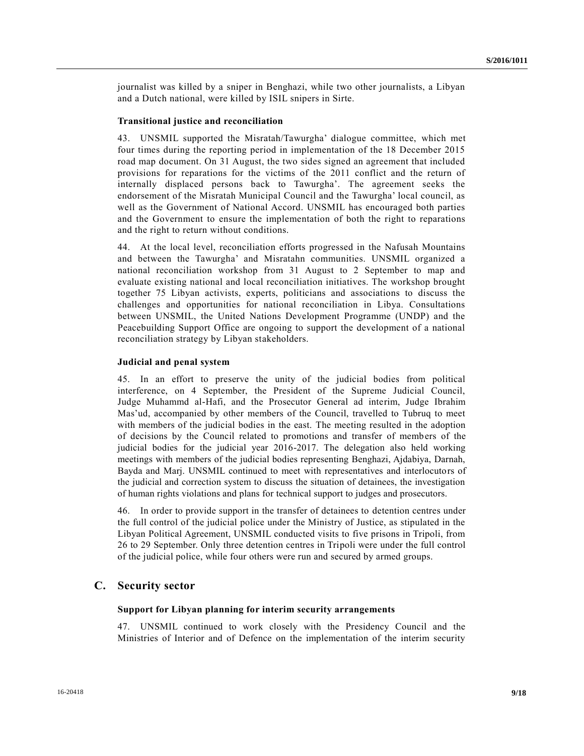journalist was killed by a sniper in Benghazi, while two other journalists, a Libyan and a Dutch national, were killed by ISIL snipers in Sirte.

### Transitional justice and reconciliation

43. UNSMIL supported the Misratah/Tawurgha' dialogue committee, which met four times during the reporting period in implementation of the 18 December 2015 road map document. On 31 August, the two sides signed an agreement that included provisions for reparations for the victims of the 2011 conflict and the return of internally displaced persons back to Tawurgha'. The agreement seeks the endorsement of the Misratah Municipal Council and the Tawurgha' local council, as well as the Government of National Accord. UNSMIL has encouraged both parties and the Government to ensure the implementation of both the right to reparations and the right to return without conditions.

44. At the local level, reconciliation efforts progressed in the Nafusah Mountains and between the Tawurgha' and Misratahn communities. UNSMIL organized a national reconciliation workshop from 31 August to 2 September to map and evaluate existing national and local reconciliation initiatives. The workshop brought together 75 Libyan activists, experts, politicians and associations to discuss the challenges and opportunities for national reconciliation in Libya. Consultations between UNSMIL, the United Nations Development Programme (UNDP) and the Peacebuilding Support Office are ongoing to support the development of a national reconciliation strategy by Libyan stakeholders.

### Judicial and penal system

45. In an effort to preserve the unity of the judicial bodies from political interference, on 4 September, the President of the Supreme Judicial Council, Judge Muhammd al-Hafi, and the Prosecutor General ad interim, Judge Ibrahim Mas'ud, accompanied by other members of the Council, travelled to Tubruq to meet with members of the judicial bodies in the east. The meeting resulted in the adoption of decisions by the Council related to promotions and transfer of members of the judicial bodies for the judicial year 2016-2017. The delegation also held working meetings with members of the judicial bodies representing Benghazi, Ajdabiya, Darnah, Bayda and Marj. UNSMIL continued to meet with representatives and interlocutors of the judicial and correction system to discuss the situation of detainees, the investigation of human rights violations and plans for technical support to judges and prosecutors.

46. In order to provide support in the transfer of detainees to detention centres under the full control of the judicial police under the Ministry of Justice, as stipulated in the Libyan Political Agreement, UNSMIL conducted visits to five prisons in Tripoli, from 26 to 29 September. Only three detention centres in Tripoli were under the full control of the judicial police, while four others were run and secured by armed groups.

## C. Security sector

### Support for Libyan planning for interim security arrangements

47. UNSMIL continued to work closely with the Presidency Council and the Ministries of Interior and of Defence on the implementation of the interim security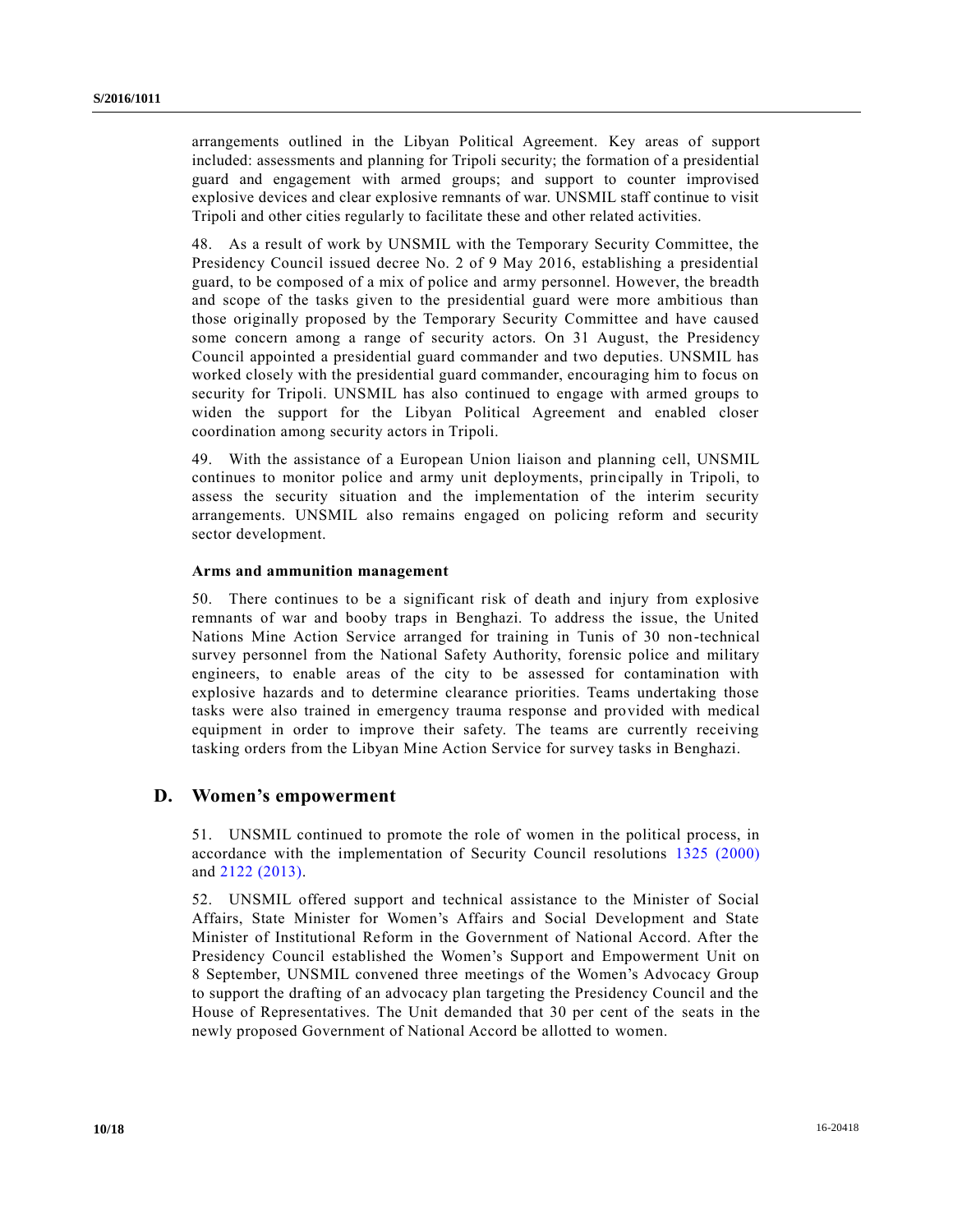arrangements outlined in the Libyan Political Agreement. Key areas of support included: assessments and planning for Tripoli security; the formation of a presidential guard and engagement with armed groups; and support to counter improvised explosive devices and clear explosive remnants of war. UNSMIL staff continue to visit Tripoli and other cities regularly to facilitate these and other related activities.

48. As a result of work by UNSMIL with the Temporary Security Committee, the Presidency Council issued decree No. 2 of 9 May 2016, establishing a presidential guard, to be composed of a mix of police and army personnel. However, the breadth and scope of the tasks given to the presidential guard were more ambitious than those originally proposed by the Temporary Security Committee and have caused some concern among a range of security actors. On 31 August, the Presidency Council appointed a presidential guard commander and two deputies. UNSMIL has worked closely with the presidential guard commander, encouraging him to focus on security for Tripoli. UNSMIL has also continued to engage with armed groups to widen the support for the Libyan Political Agreement and enabled closer coordination among security actors in Tripoli.

49. With the assistance of a European Union liaison and planning cell, UNSMIL continues to monitor police and army unit deployments, principally in Tripoli, to assess the security situation and the implementation of the interim security arrangements. UNSMIL also remains engaged on policing reform and security sector development.

#### Arms and ammunition management

50. There continues to be a significant risk of death and injury from explosive remnants of war and booby traps in Benghazi. To address the issue, the United Nations Mine Action Service arranged for training in Tunis of 30 non-technical survey personnel from the National Safety Authority, forensic police and military engineers, to enable areas of the city to be assessed for contamination with explosive hazards and to determine clearance priorities. Teams undertaking those tasks were also trained in emergency trauma response and provided with medical equipment in order to improve their safety. The teams are currently receiving tasking orders from the Libyan Mine Action Service for survey tasks in Benghazi.

## D. Women's empowerment

51. UNSMIL continued to promote the role of women in the political process, in accordance with the implementation of Security Council resolutions 1325 (2000) and 2122 (2013).

52. UNSMIL offered support and technical assistance to the Minister of Social Affairs, State Minister for Women's Affairs and Social Development and State Minister of Institutional Reform in the Government of National Accord. After the Presidency Council established the Women's Support and Empowerment Unit on 8 September, UNSMIL convened three meetings of the Women's Advocacy Group to support the drafting of an advocacy plan targeting the Presidency Council and the House of Representatives. The Unit demanded that 30 per cent of the seats in the newly proposed Government of National Accord be allotted to women.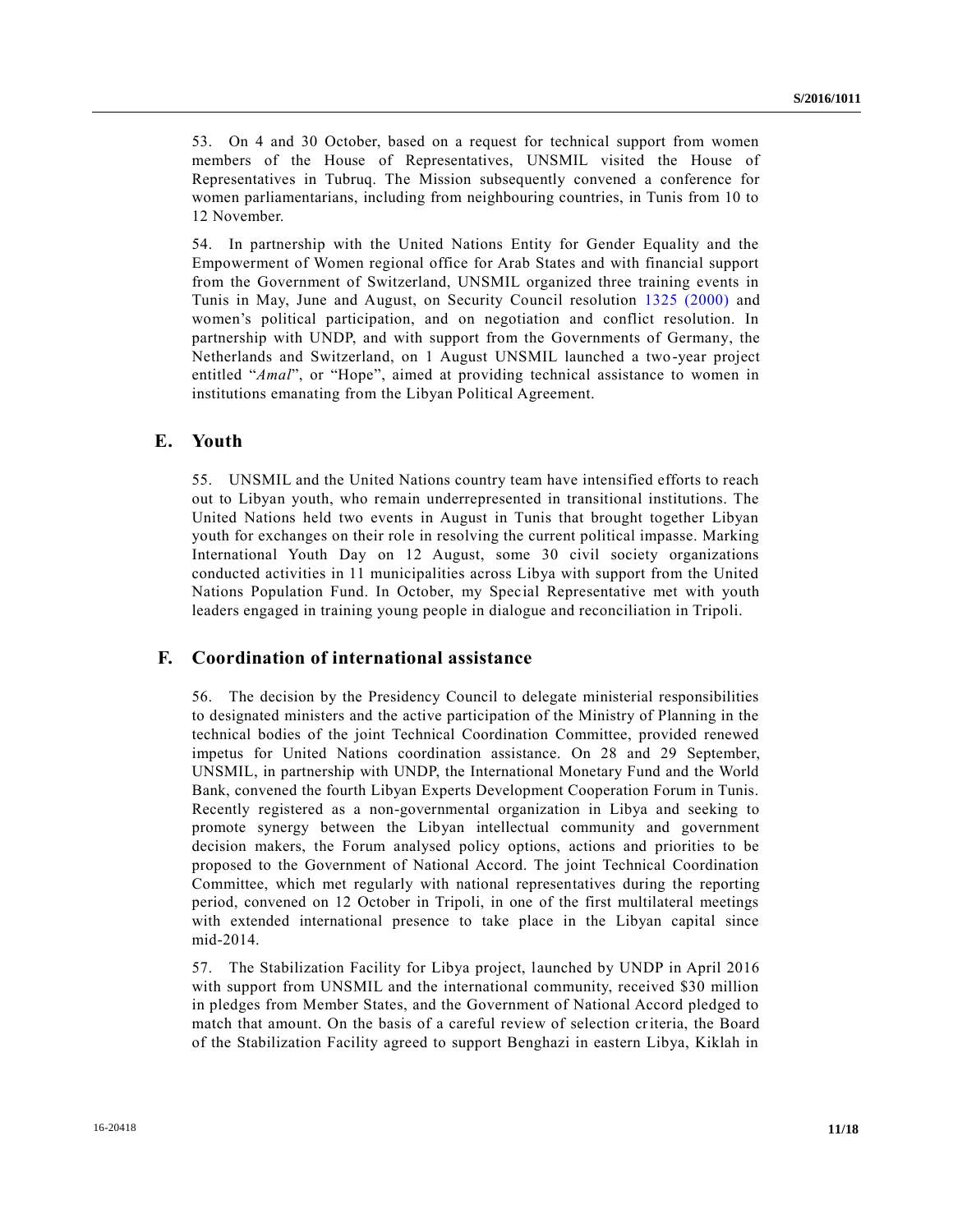53. On 4 and 30 October, based on a request for technical support from women members of the House of Representatives, UNSMIL visited the House of Representatives in Tubruq. The Mission subsequently convened a conference for women parliamentarians, including from neighbouring countries, in Tunis from 10 to 12 November.

54. In partnership with the United Nations Entity for Gender Equality and the Empowerment of Women regional office for Arab States and with financial support from the Government of Switzerland, UNSMIL organized three training events in Tunis in May, June and August, on Security Council resolution 1325 (2000) and women's political participation, and on negotiation and conflict resolution. In partnership with UNDP, and with support from the Governments of Germany, the Netherlands and Switzerland, on 1 August UNSMIL launched a two-year project entitled "*Amal*", or "Hope", aimed at providing technical assistance to women in institutions emanating from the Libyan Political Agreement.

## E. Youth

55. UNSMIL and the United Nations country team have intensified efforts to reach out to Libyan youth, who remain underrepresented in transitional institutions. The United Nations held two events in August in Tunis that brought together Libyan youth for exchanges on their role in resolving the current political impasse. Marking International Youth Day on 12 August, some 30 civil society organizations conducted activities in 11 municipalities across Libya with support from the United Nations Population Fund. In October, my Special Representative met with youth leaders engaged in training young people in dialogue and reconciliation in Tripoli.

## F. Coordination of international assistance

56. The decision by the Presidency Council to delegate ministerial responsibilities to designated ministers and the active participation of the Ministry of Planning in the technical bodies of the joint Technical Coordination Committee, provided renewed impetus for United Nations coordination assistance. On 28 and 29 September, UNSMIL, in partnership with UNDP, the International Monetary Fund and the World Bank, convened the fourth Libyan Experts Development Cooperation Forum in Tunis. Recently registered as a non-governmental organization in Libya and seeking to promote synergy between the Libyan intellectual community and government decision makers, the Forum analysed policy options, actions and priorities to be proposed to the Government of National Accord. The joint Technical Coordination Committee, which met regularly with national representatives during the reporting period, convened on 12 October in Tripoli, in one of the first multilateral meetings with extended international presence to take place in the Libyan capital since mid-2014.

57. The Stabilization Facility for Libya project, launched by UNDP in April 2016 with support from UNSMIL and the international community, received $30 million in pledges from Member States, and the Government of National Accord pledged to match that amount. On the basis of a careful review of selection criteria, the Board of the Stabilization Facility agreed to support Benghazi in eastern Libya, Kiklah in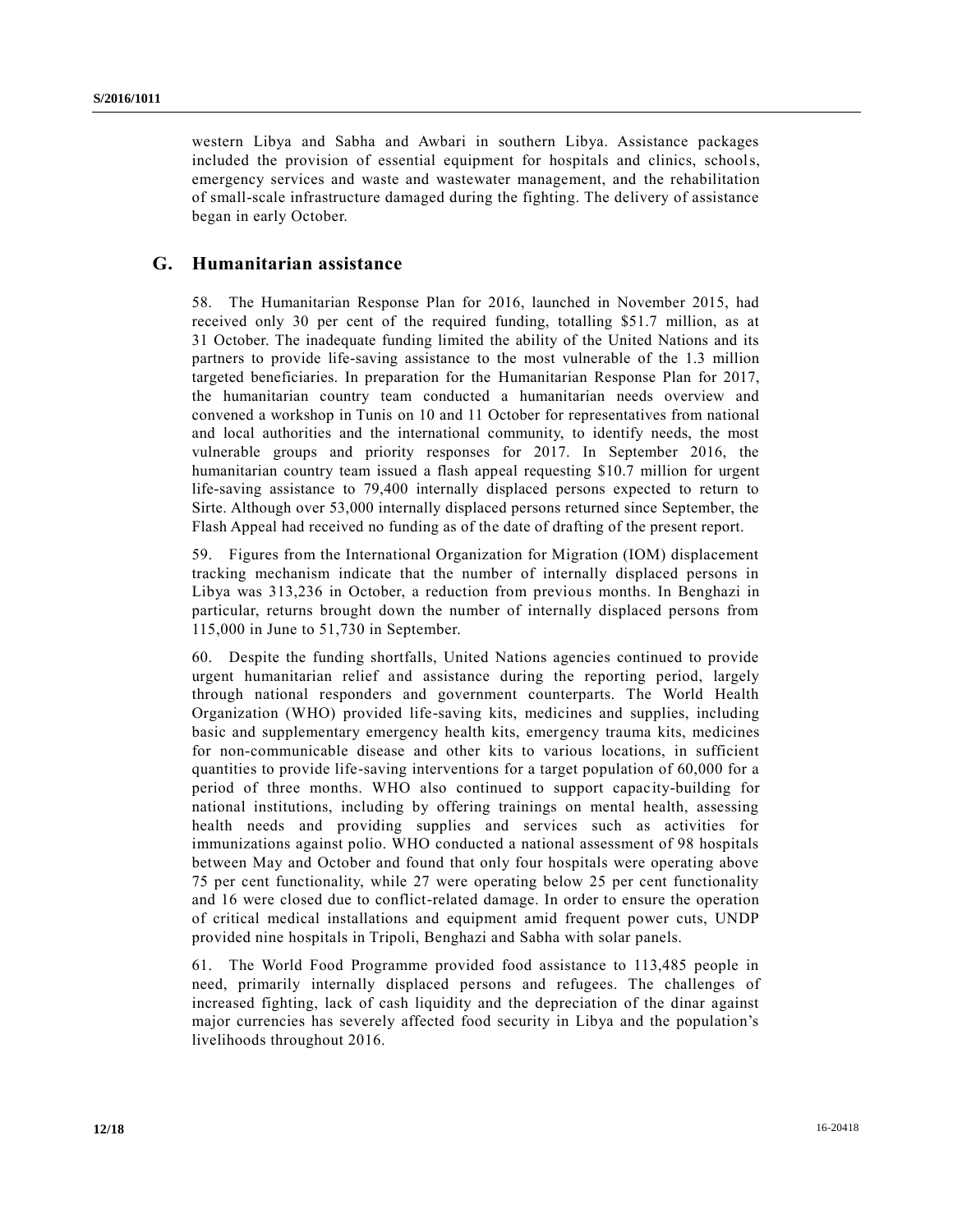western Libya and Sabha and Awbari in southern Libya. Assistance packages included the provision of essential equipment for hospitals and clinics, schools, emergency services and waste and wastewater management, and the rehabilitation of small-scale infrastructure damaged during the fighting. The delivery of assistance began in early October.

## G. Humanitarian assistance

58. The Humanitarian Response Plan for 2016, launched in November 2015, had received only 30 per cent of the required funding, totalling $51.7 million, as at 31 October. The inadequate funding limited the ability of the United Nations and its partners to provide life-saving assistance to the most vulnerable of the 1.3 million targeted beneficiaries. In preparation for the Humanitarian Response Plan for 2017, the humanitarian country team conducted a humanitarian needs overview and convened a workshop in Tunis on 10 and 11 October for representatives from national and local authorities and the international community, to identify needs, the most vulnerable groups and priority responses for 2017. In September 2016, the humanitarian country team issued a flash appeal requesting $10.7 million for urgent life-saving assistance to 79,400 internally displaced persons expected to return to Sirte. Although over 53,000 internally displaced persons returned since September, the Flash Appeal had received no funding as of the date of drafting of the present report.

59. Figures from the International Organization for Migration (IOM) displacement tracking mechanism indicate that the number of internally displaced persons in Libya was 313,236 in October, a reduction from previous months. In Benghazi in particular, returns brought down the number of internally displaced persons from 115,000 in June to 51,730 in September.

60. Despite the funding shortfalls, United Nations agencies continued to provide urgent humanitarian relief and assistance during the reporting period, largely through national responders and government counterparts. The World Health Organization (WHO) provided life-saving kits, medicines and supplies, including basic and supplementary emergency health kits, emergency trauma kits, medicines for non-communicable disease and other kits to various locations, in sufficient quantities to provide life-saving interventions for a target population of 60,000 for a period of three months. WHO also continued to support capacity-building for national institutions, including by offering trainings on mental health, assessing health needs and providing supplies and services such as activities for immunizations against polio. WHO conducted a national assessment of 98 hospitals between May and October and found that only four hospitals were operating above 75 per cent functionality, while 27 were operating below 25 per cent functionality and 16 were closed due to conflict-related damage. In order to ensure the operation of critical medical installations and equipment amid frequent power cuts, UNDP provided nine hospitals in Tripoli, Benghazi and Sabha with solar panels.

61. The World Food Programme provided food assistance to 113,485 people in need, primarily internally displaced persons and refugees. The challenges of increased fighting, lack of cash liquidity and the depreciation of the dinar against major currencies has severely affected food security in Libya and the population's livelihoods throughout 2016.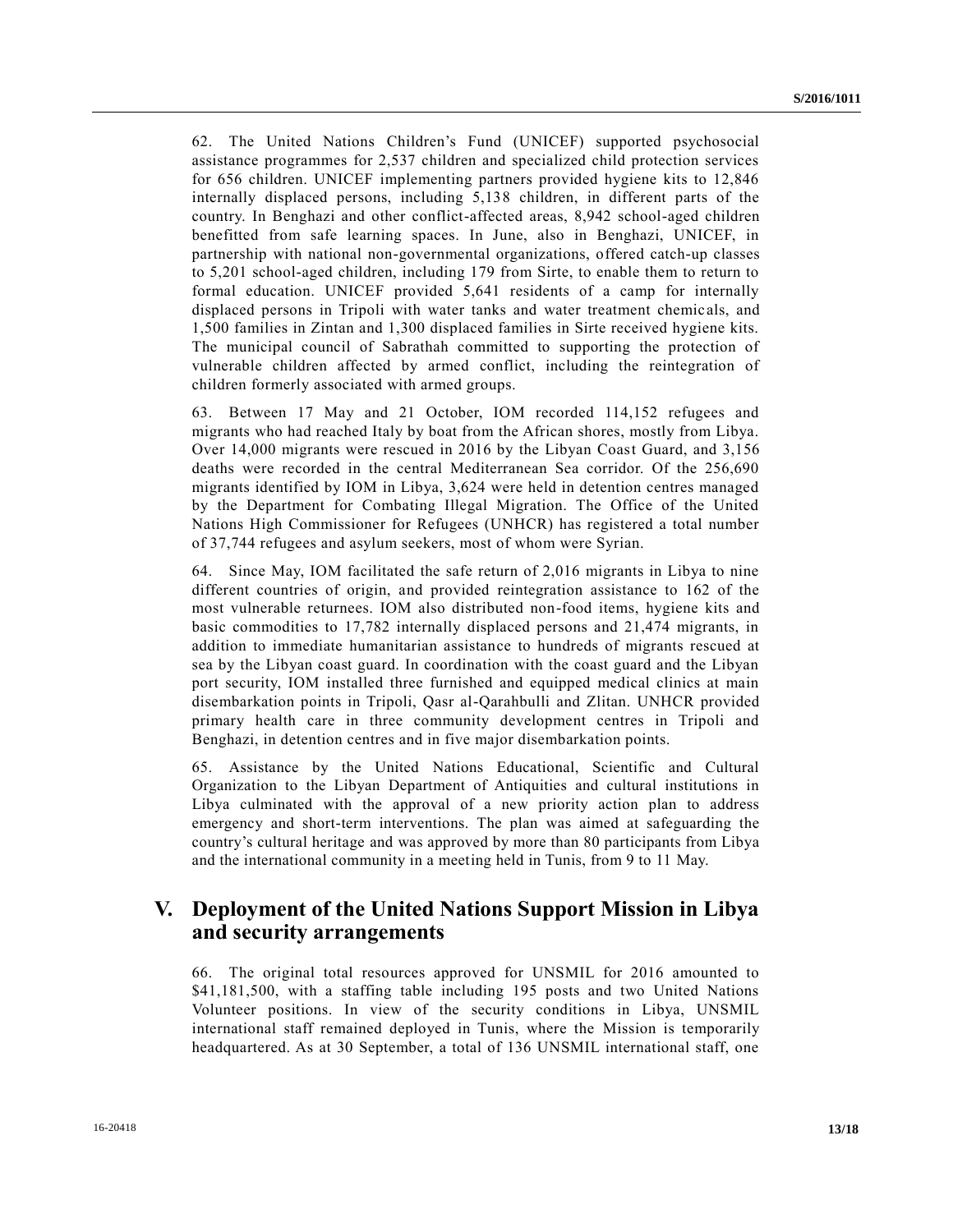62. The United Nations Children's Fund (UNICEF) supported psychosocial assistance programmes for 2,537 children and specialized child protection services for 656 children. UNICEF implementing partners provided hygiene kits to 12,846 internally displaced persons, including 5,138 children, in different parts of the country. In Benghazi and other conflict-affected areas, 8,942 school-aged children benefitted from safe learning spaces. In June, also in Benghazi, UNICEF, in partnership with national non-governmental organizations, offered catch-up classes to 5,201 school-aged children, including 179 from Sirte, to enable them to return to formal education. UNICEF provided 5,641 residents of a camp for internally displaced persons in Tripoli with water tanks and water treatment chemicals, and 1,500 families in Zintan and 1,300 displaced families in Sirte received hygiene kits. The municipal council of Sabrathah committed to supporting the protection of vulnerable children affected by armed conflict, including the reintegration of children formerly associated with armed groups.

63. Between 17 May and 21 October, IOM recorded 114,152 refugees and migrants who had reached Italy by boat from the African shores, mostly from Libya. Over 14,000 migrants were rescued in 2016 by the Libyan Coast Guard, and 3,156 deaths were recorded in the central Mediterranean Sea corridor. Of the 256,690 migrants identified by IOM in Libya, 3,624 were held in detention centres managed by the Department for Combating Illegal Migration. The Office of the United Nations High Commissioner for Refugees (UNHCR) has registered a total number of 37,744 refugees and asylum seekers, most of whom were Syrian.

64. Since May, IOM facilitated the safe return of 2,016 migrants in Libya to nine different countries of origin, and provided reintegration assistance to 162 of the most vulnerable returnees. IOM also distributed non-food items, hygiene kits and basic commodities to 17,782 internally displaced persons and 21,474 migrants, in addition to immediate humanitarian assistance to hundreds of migrants rescued at sea by the Libyan coast guard. In coordination with the coast guard and the Libyan port security, IOM installed three furnished and equipped medical clinics at main disembarkation points in Tripoli, Qasr al-Qarahbulli and Zlitan. UNHCR provided primary health care in three community development centres in Tripoli and Benghazi, in detention centres and in five major disembarkation points.

65. Assistance by the United Nations Educational, Scientific and Cultural Organization to the Libyan Department of Antiquities and cultural institutions in Libya culminated with the approval of a new priority action plan to address emergency and short-term interventions. The plan was aimed at safeguarding the country's cultural heritage and was approved by more than 80 participants from Libya and the international community in a meeting held in Tunis, from 9 to 11 May.

## V. Deployment of the United Nations Support Mission in Libya and security arrangements

66. The original total resources approved for UNSMIL for 2016 amounted to \$41,181,500, with a staffing table including 195 posts and two United Nations Volunteer positions. In view of the security conditions in Libya, UNSMIL international staff remained deployed in Tunis, where the Mission is temporarily headquartered. As at 30 September, a total of 136 UNSMIL international staff, one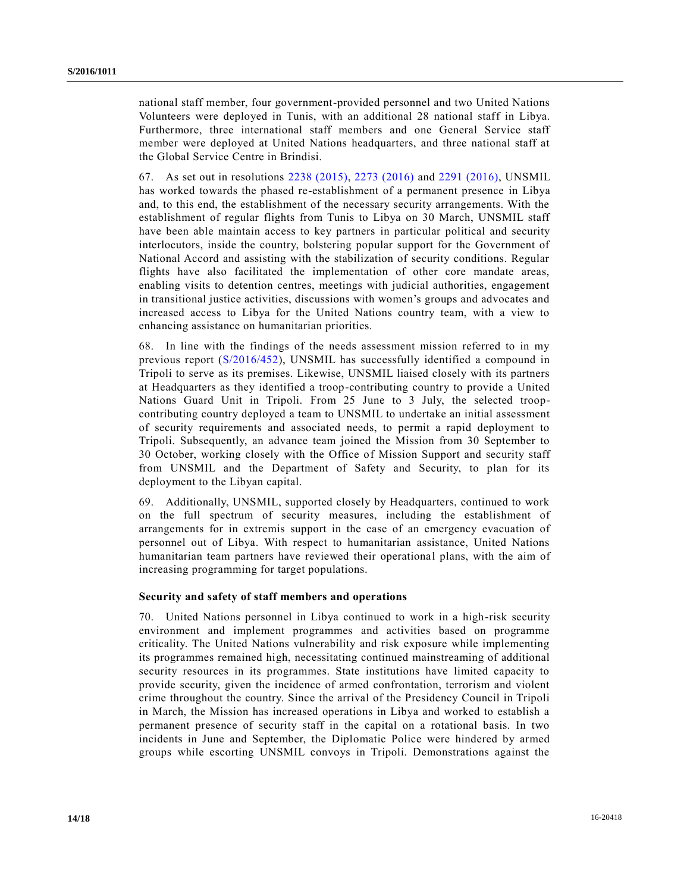national staff member, four government-provided personnel and two United Nations Volunteers were deployed in Tunis, with an additional 28 national staff in Libya. Furthermore, three international staff members and one General Service staff member were deployed at United Nations headquarters, and three national staff at the Global Service Centre in Brindisi.

67. As set out in resolutions 2238 (2015), 2273 (2016) and 2291 (2016), UNSMIL has worked towards the phased re-establishment of a permanent presence in Libya and, to this end, the establishment of the necessary security arrangements. With the establishment of regular flights from Tunis to Libya on 30 March, UNSMIL staff have been able maintain access to key partners in particular political and security interlocutors, inside the country, bolstering popular support for the Government of National Accord and assisting with the stabilization of security conditions. Regular flights have also facilitated the implementation of other core mandate areas, enabling visits to detention centres, meetings with judicial authorities, engagement in transitional justice activities, discussions with women's groups and advocates and increased access to Libya for the United Nations country team, with a view to enhancing assistance on humanitarian priorities.

68. In line with the findings of the needs assessment mission referred to in my previous report (S/2016/452), UNSMIL has successfully identified a compound in Tripoli to serve as its premises. Likewise, UNSMIL liaised closely with its partners at Headquarters as they identified a troop-contributing country to provide a United Nations Guard Unit in Tripoli. From 25 June to 3 July, the selected troop-contributing country deployed a team to UNSMIL to undertake an initial assessment of security requirements and associated needs, to permit a rapid deployment to Tripoli. Subsequently, an advance team joined the Mission from 30 September to 30 October, working closely with the Office of Mission Support and security staff from UNSMIL and the Department of Safety and Security, to plan for its deployment to the Libyan capital.

69. Additionally, UNSMIL, supported closely by Headquarters, continued to work on the full spectrum of security measures, including the establishment of arrangements for in extremis support in the case of an emergency evacuation of personnel out of Libya. With respect to humanitarian assistance, United Nations humanitarian team partners have reviewed their operational plans, with the aim of increasing programming for target populations.

### Security and safety of staff members and operations

70. United Nations personnel in Libya continued to work in a high-risk security environment and implement programmes and activities based on programme criticality. The United Nations vulnerability and risk exposure while implementing its programmes remained high, necessitating continued mainstreaming of additional security resources in its programmes. State institutions have limited capacity to provide security, given the incidence of armed confrontation, terrorism and violent crime throughout the country. Since the arrival of the Presidency Council in Tripoli in March, the Mission has increased operations in Libya and worked to establish a permanent presence of security staff in the capital on a rotational basis. In two incidents in June and September, the Diplomatic Police were hindered by armed groups while escorting UNSMIL convoys in Tripoli. Demonstrations against the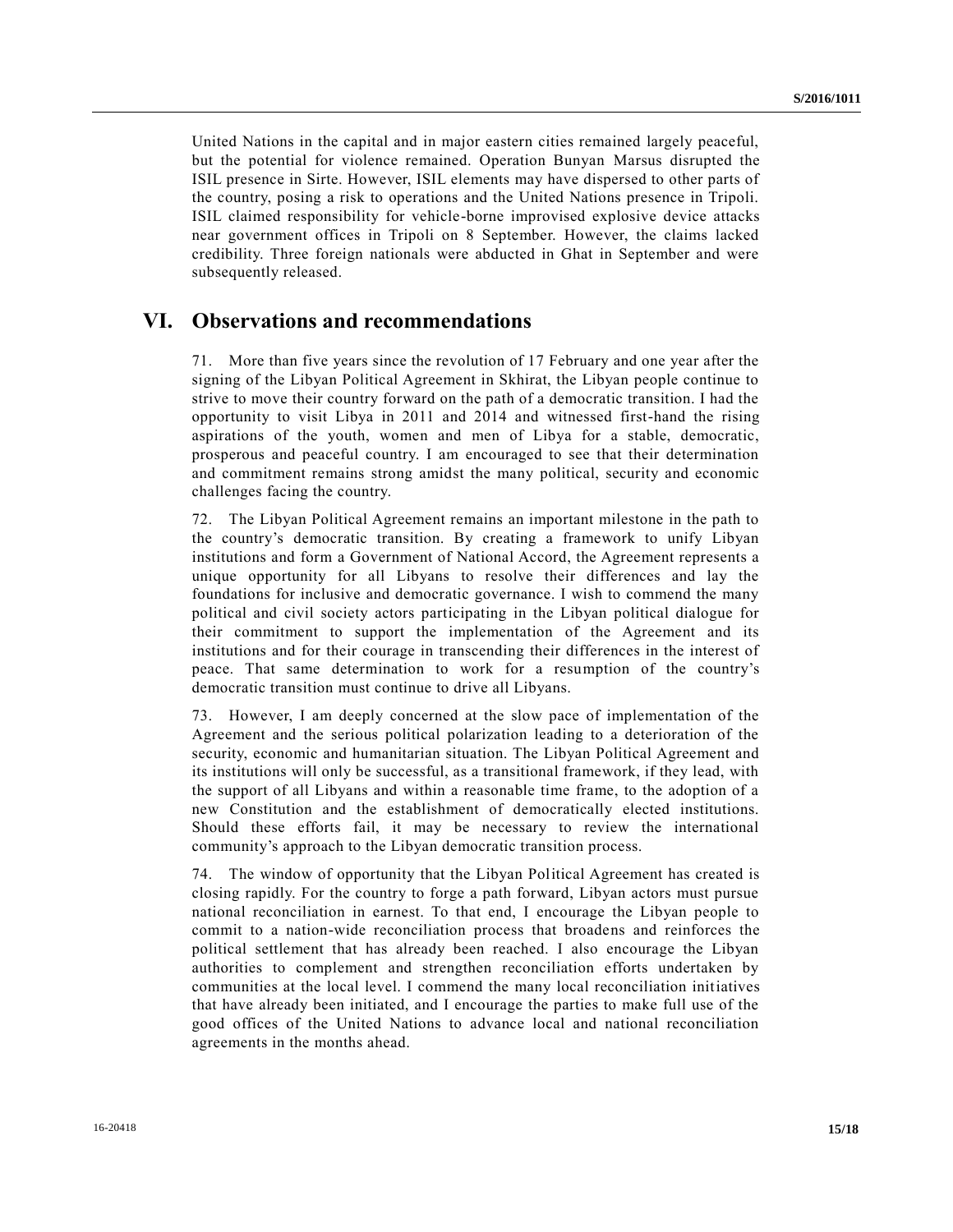United Nations in the capital and in major eastern cities remained largely peaceful, but the potential for violence remained. Operation Bunyan Marsus disrupted the ISIL presence in Sirte. However, ISIL elements may have dispersed to other parts of the country, posing a risk to operations and the United Nations presence in Tripoli. ISIL claimed responsibility for vehicle-borne improvised explosive device attacks near government offices in Tripoli on 8 September. However, the claims lacked credibility. Three foreign nationals were abducted in Ghat in September and were subsequently released.

## VI. Observations and recommendations

71. More than five years since the revolution of 17 February and one year after the signing of the Libyan Political Agreement in Skhirat, the Libyan people continue to strive to move their country forward on the path of a democratic transition. I had the opportunity to visit Libya in 2011 and 2014 and witnessed first-hand the rising aspirations of the youth, women and men of Libya for a stable, democratic, prosperous and peaceful country. I am encouraged to see that their determination and commitment remains strong amidst the many political, security and economic challenges facing the country.

72. The Libyan Political Agreement remains an important milestone in the path to the country's democratic transition. By creating a framework to unify Libyan institutions and form a Government of National Accord, the Agreement represents a unique opportunity for all Libyans to resolve their differences and lay the foundations for inclusive and democratic governance. I wish to commend the many political and civil society actors participating in the Libyan political dialogue for their commitment to support the implementation of the Agreement and its institutions and for their courage in transcending their differences in the interest of peace. That same determination to work for a resumption of the country's democratic transition must continue to drive all Libyans.

73. However, I am deeply concerned at the slow pace of implementation of the Agreement and the serious political polarization leading to a deterioration of the security, economic and humanitarian situation. The Libyan Political Agreement and its institutions will only be successful, as a transitional framework, if they lead, with the support of all Libyans and within a reasonable time frame, to the adoption of a new Constitution and the establishment of democratically elected institutions. Should these efforts fail, it may be necessary to review the international community's approach to the Libyan democratic transition process.

74. The window of opportunity that the Libyan Political Agreement has created is closing rapidly. For the country to forge a path forward, Libyan actors must pursue national reconciliation in earnest. To that end, I encourage the Libyan people to commit to a nation-wide reconciliation process that broadens and reinforces the political settlement that has already been reached. I also encourage the Libyan authorities to complement and strengthen reconciliation efforts undertaken by communities at the local level. I commend the many local reconciliation initiatives that have already been initiated, and I encourage the parties to make full use of the good offices of the United Nations to advance local and national reconciliation agreements in the months ahead.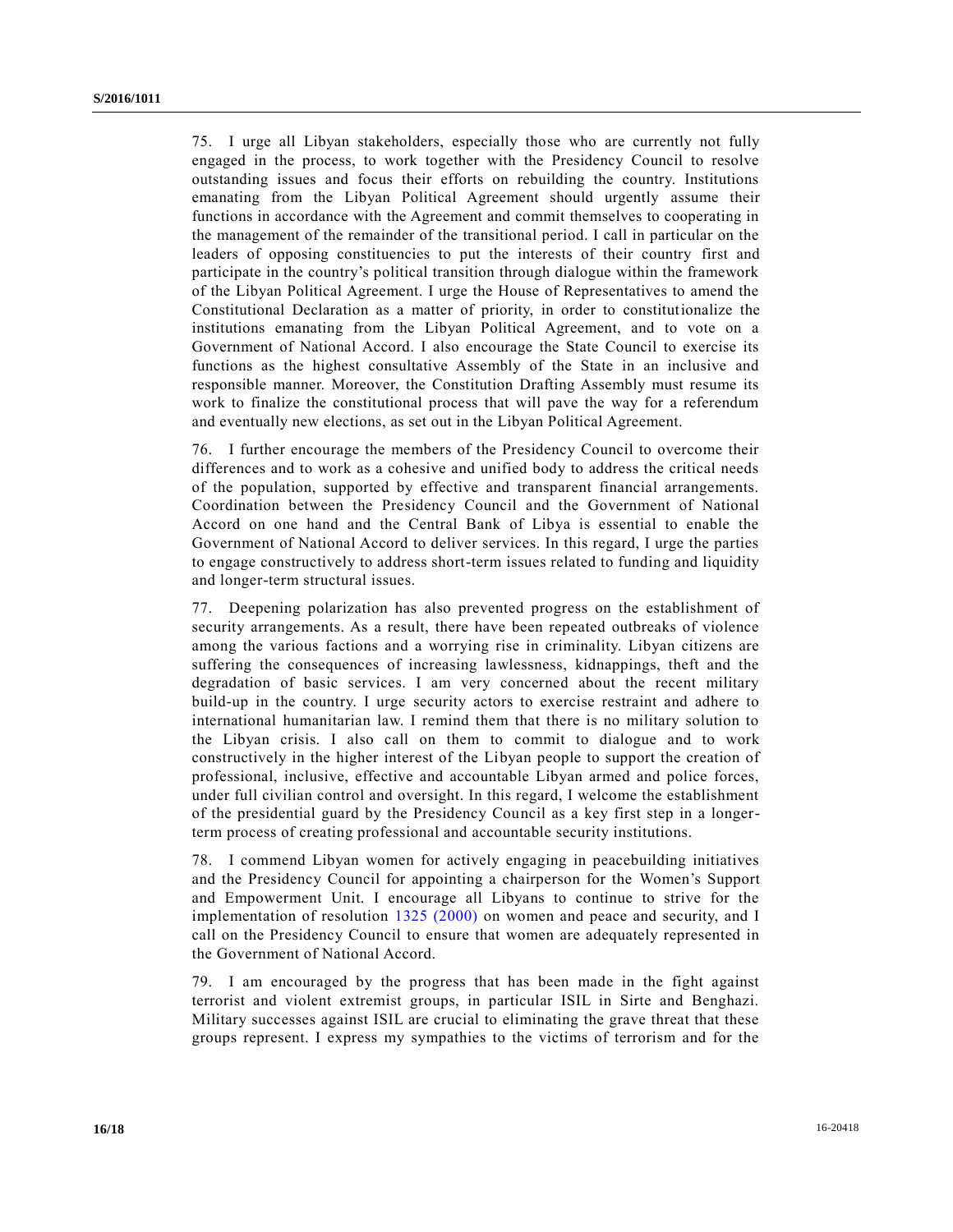75. I urge all Libyan stakeholders, especially those who are currently not fully engaged in the process, to work together with the Presidency Council to resolve outstanding issues and focus their efforts on rebuilding the country. Institutions emanating from the Libyan Political Agreement should urgently assume their functions in accordance with the Agreement and commit themselves to cooperating in the management of the remainder of the transitional period. I call in particular on the leaders of opposing constituencies to put the interests of their country first and participate in the country's political transition through dialogue within the framework of the Libyan Political Agreement. I urge the House of Representatives to amend the Constitutional Declaration as a matter of priority, in order to constitutionalize the institutions emanating from the Libyan Political Agreement, and to vote on a Government of National Accord. I also encourage the State Council to exercise its functions as the highest consultative Assembly of the State in an inclusive and responsible manner. Moreover, the Constitution Drafting Assembly must resume its work to finalize the constitutional process that will pave the way for a referendum and eventually new elections, as set out in the Libyan Political Agreement.

76. I further encourage the members of the Presidency Council to overcome their differences and to work as a cohesive and unified body to address the critical needs of the population, supported by effective and transparent financial arrangements. Coordination between the Presidency Council and the Government of National Accord on one hand and the Central Bank of Libya is essential to enable the Government of National Accord to deliver services. In this regard, I urge the parties to engage constructively to address short-term issues related to funding and liquidity and longer-term structural issues.

77. Deepening polarization has also prevented progress on the establishment of security arrangements. As a result, there have been repeated outbreaks of violence among the various factions and a worrying rise in criminality. Libyan citizens are suffering the consequences of increasing lawlessness, kidnappings, theft and the degradation of basic services. I am very concerned about the recent military build-up in the country. I urge security actors to exercise restraint and adhere to international humanitarian law. I remind them that there is no military solution to the Libyan crisis. I also call on them to commit to dialogue and to work constructively in the higher interest of the Libyan people to support the creation of professional, inclusive, effective and accountable Libyan armed and police forces, under full civilian control and oversight. In this regard, I welcome the establishment of the presidential guard by the Presidency Council as a key first step in a longer-term process of creating professional and accountable security institutions.

78. I commend Libyan women for actively engaging in peacebuilding initiatives and the Presidency Council for appointing a chairperson for the Women's Support and Empowerment Unit. I encourage all Libyans to continue to strive for the implementation of resolution 1325 (2000) on women and peace and security, and I call on the Presidency Council to ensure that women are adequately represented in the Government of National Accord.

79. I am encouraged by the progress that has been made in the fight against terrorist and violent extremist groups, in particular ISIL in Sirte and Benghazi. Military successes against ISIL are crucial to eliminating the grave threat that these groups represent. I express my sympathies to the victims of terrorism and for the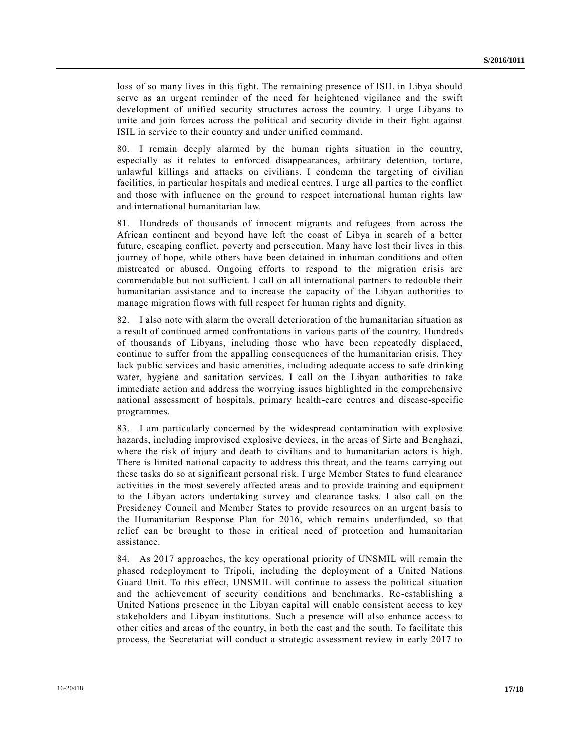loss of so many lives in this fight. The remaining presence of ISIL in Libya should serve as an urgent reminder of the need for heightened vigilance and the swift development of unified security structures across the country. I urge Libyans to unite and join forces across the political and security divide in their fight against ISIL in service to their country and under unified command.

80. I remain deeply alarmed by the human rights situation in the country, especially as it relates to enforced disappearances, arbitrary detention, torture, unlawful killings and attacks on civilians. I condemn the targeting of civilian facilities, in particular hospitals and medical centres. I urge all parties to the conflict and those with influence on the ground to respect international human rights law and international humanitarian law.

81. Hundreds of thousands of innocent migrants and refugees from across the African continent and beyond have left the coast of Libya in search of a better future, escaping conflict, poverty and persecution. Many have lost their lives in this journey of hope, while others have been detained in inhuman conditions and often mistreated or abused. Ongoing efforts to respond to the migration crisis are commendable but not sufficient. I call on all international partners to redouble their humanitarian assistance and to increase the capacity of the Libyan authorities to manage migration flows with full respect for human rights and dignity.

82. I also note with alarm the overall deterioration of the humanitarian situation as a result of continued armed confrontations in various parts of the country. Hundreds of thousands of Libyans, including those who have been repeatedly displaced, continue to suffer from the appalling consequences of the humanitarian crisis. They lack public services and basic amenities, including adequate access to safe drinking water, hygiene and sanitation services. I call on the Libyan authorities to take immediate action and address the worrying issues highlighted in the comprehensive national assessment of hospitals, primary health-care centres and disease-specific programmes.

83. I am particularly concerned by the widespread contamination with explosive hazards, including improvised explosive devices, in the areas of Sirte and Benghazi, where the risk of injury and death to civilians and to humanitarian actors is high. There is limited national capacity to address this threat, and the teams carrying out these tasks do so at significant personal risk. I urge Member States to fund clearance activities in the most severely affected areas and to provide training and equipment to the Libyan actors undertaking survey and clearance tasks. I also call on the Presidency Council and Member States to provide resources on an urgent basis to the Humanitarian Response Plan for 2016, which remains underfunded, so that relief can be brought to those in critical need of protection and humanitarian assistance.

84. As 2017 approaches, the key operational priority of UNSMIL will remain the phased redeployment to Tripoli, including the deployment of a United Nations Guard Unit. To this effect, UNSMIL will continue to assess the political situation and the achievement of security conditions and benchmarks. Re-establishing a United Nations presence in the Libyan capital will enable consistent access to key stakeholders and Libyan institutions. Such a presence will also enhance access to other cities and areas of the country, in both the east and the south. To facilitate this process, the Secretariat will conduct a strategic assessment review in early 2017 to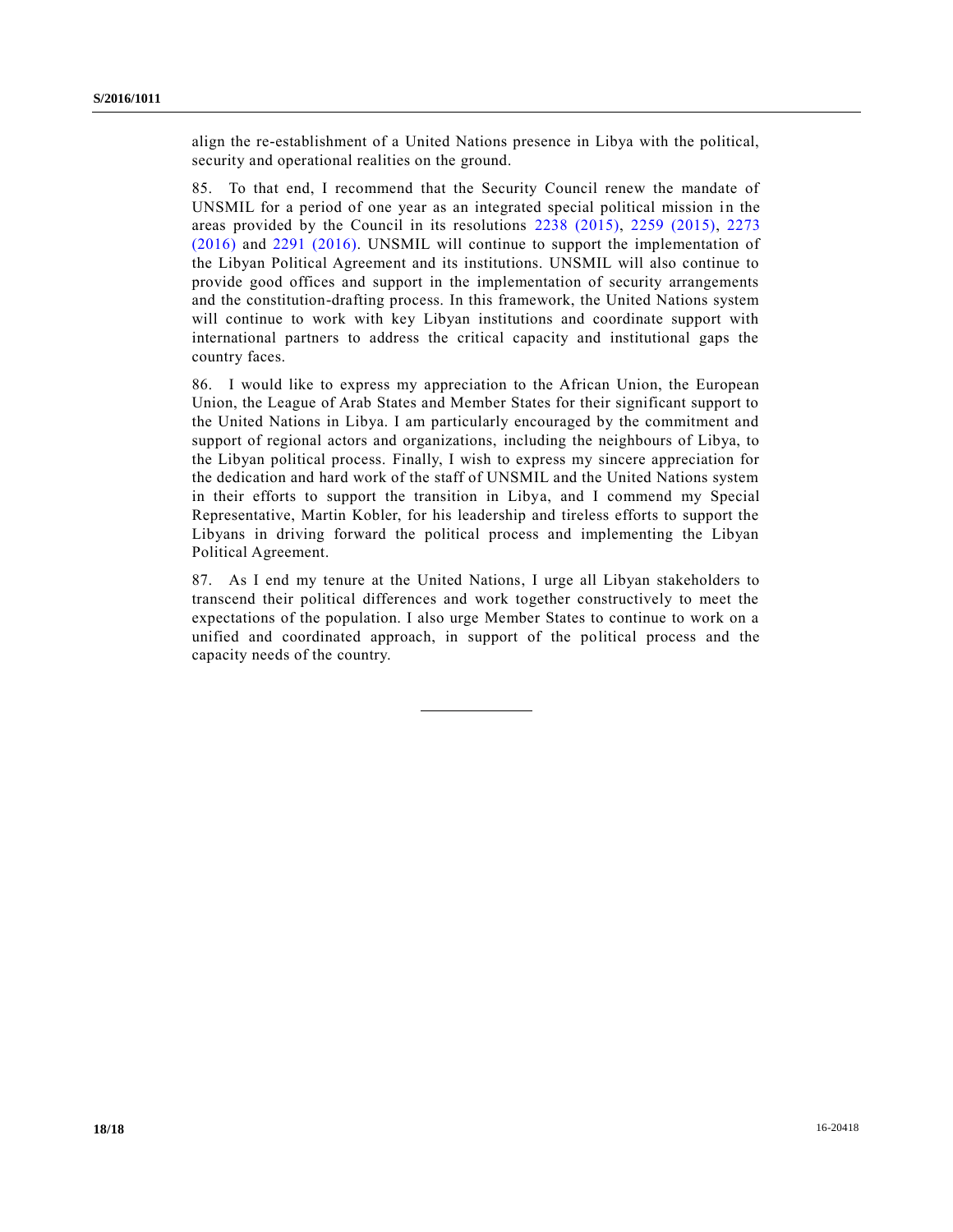align the re-establishment of a United Nations presence in Libya with the political, security and operational realities on the ground.

85. To that end, I recommend that the Security Council renew the mandate of UNSMIL for a period of one year as an integrated special political mission in the areas provided by the Council in its resolutions 2238 (2015), 2259 (2015), 2273 (2016) and 2291 (2016). UNSMIL will continue to support the implementation of the Libyan Political Agreement and its institutions. UNSMIL will also continue to provide good offices and support in the implementation of security arrangements and the constitution-drafting process. In this framework, the United Nations system will continue to work with key Libyan institutions and coordinate support with international partners to address the critical capacity and institutional gaps the country faces.

86. I would like to express my appreciation to the African Union, the European Union, the League of Arab States and Member States for their significant support to the United Nations in Libya. I am particularly encouraged by the commitment and support of regional actors and organizations, including the neighbours of Libya, to the Libyan political process. Finally, I wish to express my sincere appreciation for the dedication and hard work of the staff of UNSMIL and the United Nations system in their efforts to support the transition in Libya, and I commend my Special Representative, Martin Kobler, for his leadership and tireless efforts to support the Libyans in driving forward the political process and implementing the Libyan Political Agreement.

87. As I end my tenure at the United Nations, I urge all Libyan stakeholders to transcend their political differences and work together constructively to meet the expectations of the population. I also urge Member States to continue to work on a unified and coordinated approach, in support of the political process and the capacity needs of the country.